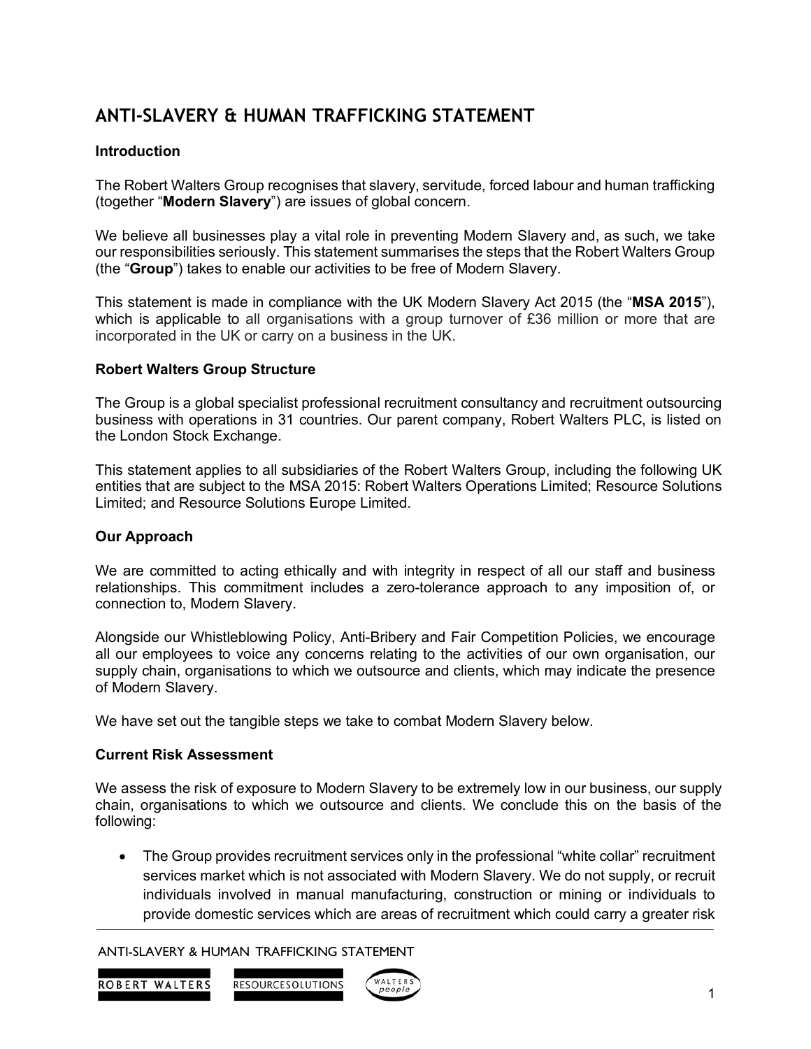# ANTI-SLAVERY & HUMAN TRAFFICKING STATEMENT

### Introduction

The Robert Walters Group recognises that slavery, servitude, forced labour and human trafficking (together "**Modern Slavery**") are issues of global concern.

We believe all businesses play a vital role in preventing Modern Slavery and, as such, we take our responsibilities seriously. This statement summarises the steps that the Robert Walters Group (the "**Group**") takes to enable our activities to be free of Modern Slavery.

This statement is made in compliance with the UK Modern Slavery Act 2015 (the "**MSA 2015**"), which is applicable to all organisations with a group turnover of £36 million or more that are incorporated in the UK or carry on a business in the UK.

### Robert Walters Group Structure

The Group is a global specialist professional recruitment consultancy and recruitment outsourcing business with operations in 31 countries. Our parent company, Robert Walters PLC, is listed on the London Stock Exchange.

This statement applies to all subsidiaries of the Robert Walters Group, including the following UK entities that are subject to the MSA 2015: Robert Walters Operations Limited; Resource Solutions Limited; and Resource Solutions Europe Limited.

### Our Approach

We are committed to acting ethically and with integrity in respect of all our staff and business relationships. This commitment includes a zero-tolerance approach to any imposition of, or connection to, Modern Slavery.

Alongside our Whistleblowing Policy, Anti-Bribery and Fair Competition Policies, we encourage all our employees to voice any concerns relating to the activities of our own organisation, our supply chain, organisations to which we outsource and clients, which may indicate the presence of Modern Slavery.

We have set out the tangible steps we take to combat Modern Slavery below.

### Current Risk Assessment

We assess the risk of exposure to Modern Slavery to be extremely low in our business, our supply chain, organisations to which we outsource and clients. We conclude this on the basis of the following:

- The Group provides recruitment services only in the professional "white collar" recruitment services market which is not associated with Modern Slavery. We do not supply, or recruit individuals involved in manual manufacturing, construction or mining or individuals to provide domestic services which are areas of recruitment which could carry a greater risk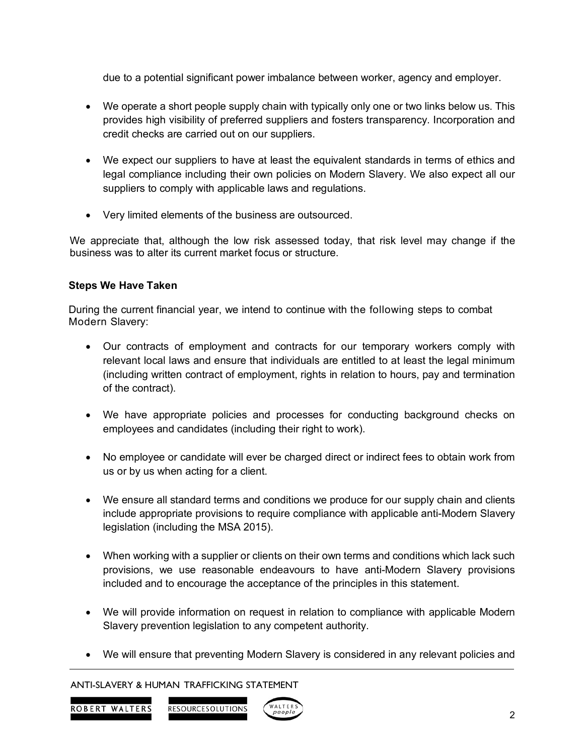due to a potential significant power imbalance between worker, agency and employer.

- We operate a short people supply chain with typically only one or two links below us. This provides high visibility of preferred suppliers and fosters transparency. Incorporation and credit checks are carried out on our suppliers.

- We expect our suppliers to have at least the equivalent standards in terms of ethics and legal compliance including their own policies on Modern Slavery. We also expect all our suppliers to comply with applicable laws and regulations.

- Very limited elements of the business are outsourced.

We appreciate that, although the low risk assessed today, that risk level may change if the business was to alter its current market focus or structure.

**Steps We Have Taken**

During the current financial year, we intend to continue with the following steps to combat Modern Slavery:

- Our contracts of employment and contracts for our temporary workers comply with relevant local laws and ensure that individuals are entitled to at least the legal minimum (including written contract of employment, rights in relation to hours, pay and termination of the contract).

- We have appropriate policies and processes for conducting background checks on employees and candidates (including their right to work).

- No employee or candidate will ever be charged direct or indirect fees to obtain work from us or by us when acting for a client.

- We ensure all standard terms and conditions we produce for our supply chain and clients include appropriate provisions to require compliance with applicable anti-Modern Slavery legislation (including the MSA 2015).

- When working with a supplier or clients on their own terms and conditions which lack such provisions, we use reasonable endeavours to have anti-Modern Slavery provisions included and to encourage the acceptance of the principles in this statement.

- We will provide information on request in relation to compliance with applicable Modern Slavery prevention legislation to any competent authority.

- We will ensure that preventing Modern Slavery is considered in any relevant policies and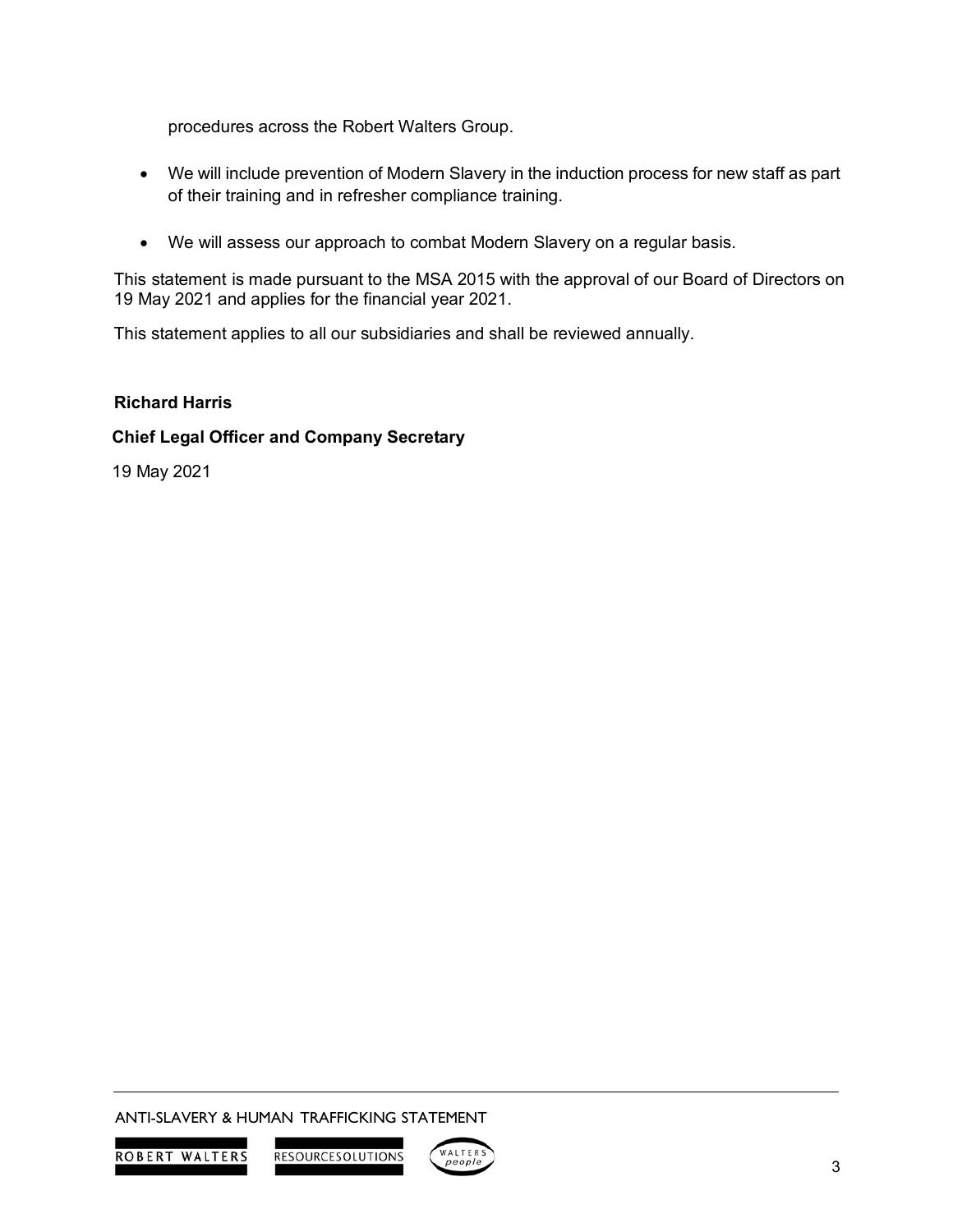procedures across the Robert Walters Group.

- We will include prevention of Modern Slavery in the induction process for new staff as part of their training and in refresher compliance training.
- We will assess our approach to combat Modern Slavery on a regular basis.

This statement is made pursuant to the MSA 2015 with the approval of our Board of Directors on 19 May 2021 and applies for the financial year 2021.

This statement applies to all our subsidiaries and shall be reviewed annually.

**Richard Harris**

**Chief Legal Officer and Company Secretary**

19 May 2021